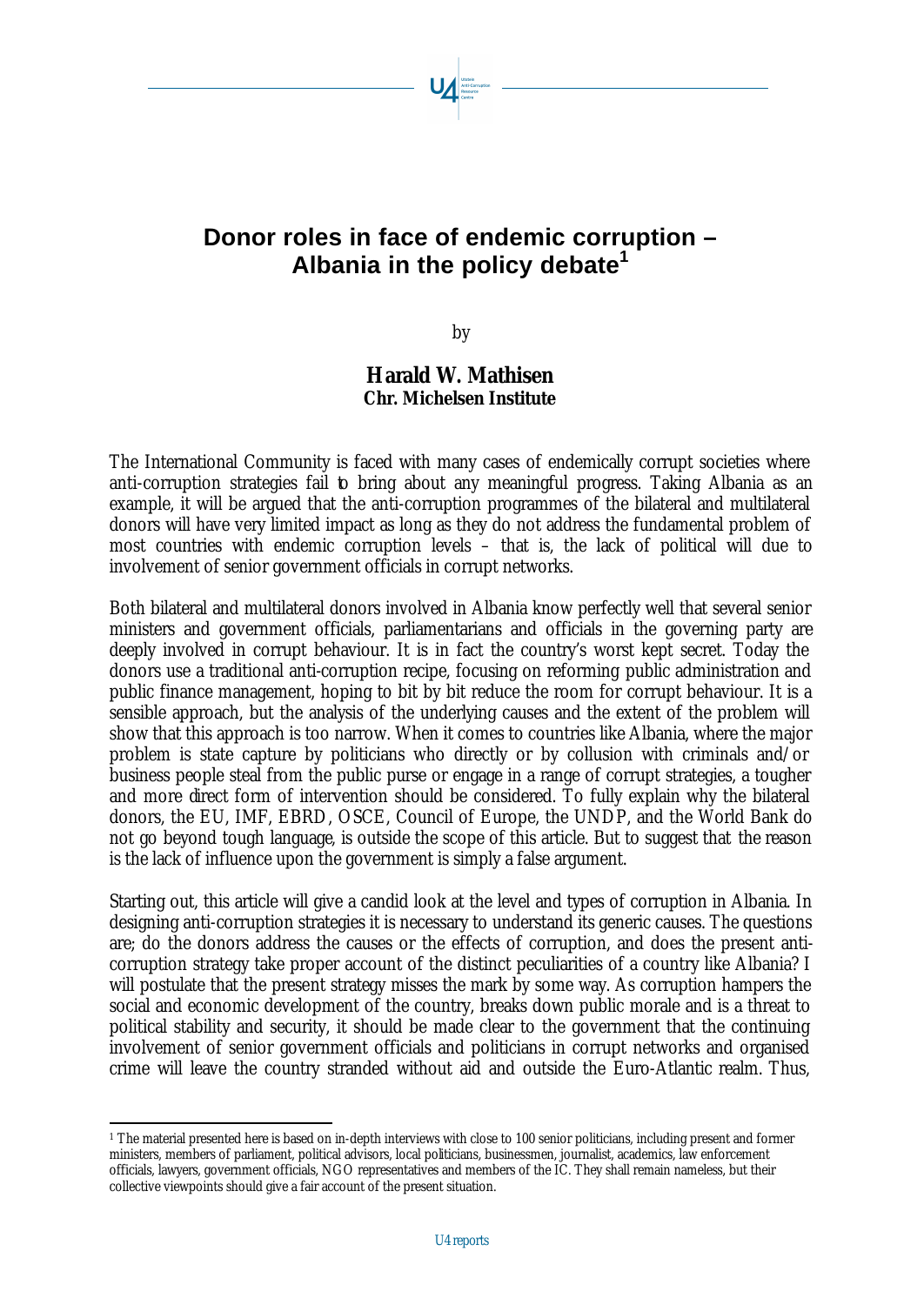# Donor roles in face of endemic corruption – Albania in the policy debate[1]

by

**Harald W. Mathisen**
**Chr. Michelsen Institute**

The International Community is faced with many cases of endemically corrupt societies where anti-corruption strategies fail to bring about any meaningful progress. Taking Albania as an example, it will be argued that the anti-corruption programmes of the bilateral and multilateral donors will have very limited impact as long as they do not address the fundamental problem of most countries with endemic corruption levels – that is, the lack of political will due to involvement of senior government officials in corrupt networks.

Both bilateral and multilateral donors involved in Albania know perfectly well that several senior ministers and government officials, parliamentarians and officials in the governing party are deeply involved in corrupt behaviour. It is in fact the country's worst kept secret. Today the donors use a traditional anti-corruption recipe, focusing on reforming public administration and public finance management, hoping to bit by bit reduce the room for corrupt behaviour. It is a sensible approach, but the analysis of the underlying causes and the extent of the problem will show that this approach is too narrow. When it comes to countries like Albania, where the major problem is state capture by politicians who directly or by collusion with criminals and/or business people steal from the public purse or engage in a range of corrupt strategies, a tougher and more direct form of intervention should be considered. To fully explain why the bilateral donors, the EU, IMF, EBRD, OSCE, Council of Europe, the UNDP, and the World Bank do not go beyond tough language, is outside the scope of this article. But to suggest that the reason is the lack of influence upon the government is simply a false argument.

Starting out, this article will give a candid look at the level and types of corruption in Albania. In designing anti-corruption strategies it is necessary to understand its generic causes. The questions are; do the donors address the causes or the effects of corruption, and does the present anti-corruption strategy take proper account of the distinct peculiarities of a country like Albania? I will postulate that the present strategy misses the mark by some way. As corruption hampers the social and economic development of the country, breaks down public morale and is a threat to political stability and security, it should be made clear to the government that the continuing involvement of senior government officials and politicians in corrupt networks and organised crime will leave the country stranded without aid and outside the Euro-Atlantic realm. Thus,

[1] The material presented here is based on in-depth interviews with close to 100 senior politicians, including present and former ministers, members of parliament, political advisors, local politicians, businessmen, journalist, academics, law enforcement officials, lawyers, government officials, NGO representatives and members of the IC. They shall remain nameless, but their collective viewpoints should give a fair account of the present situation.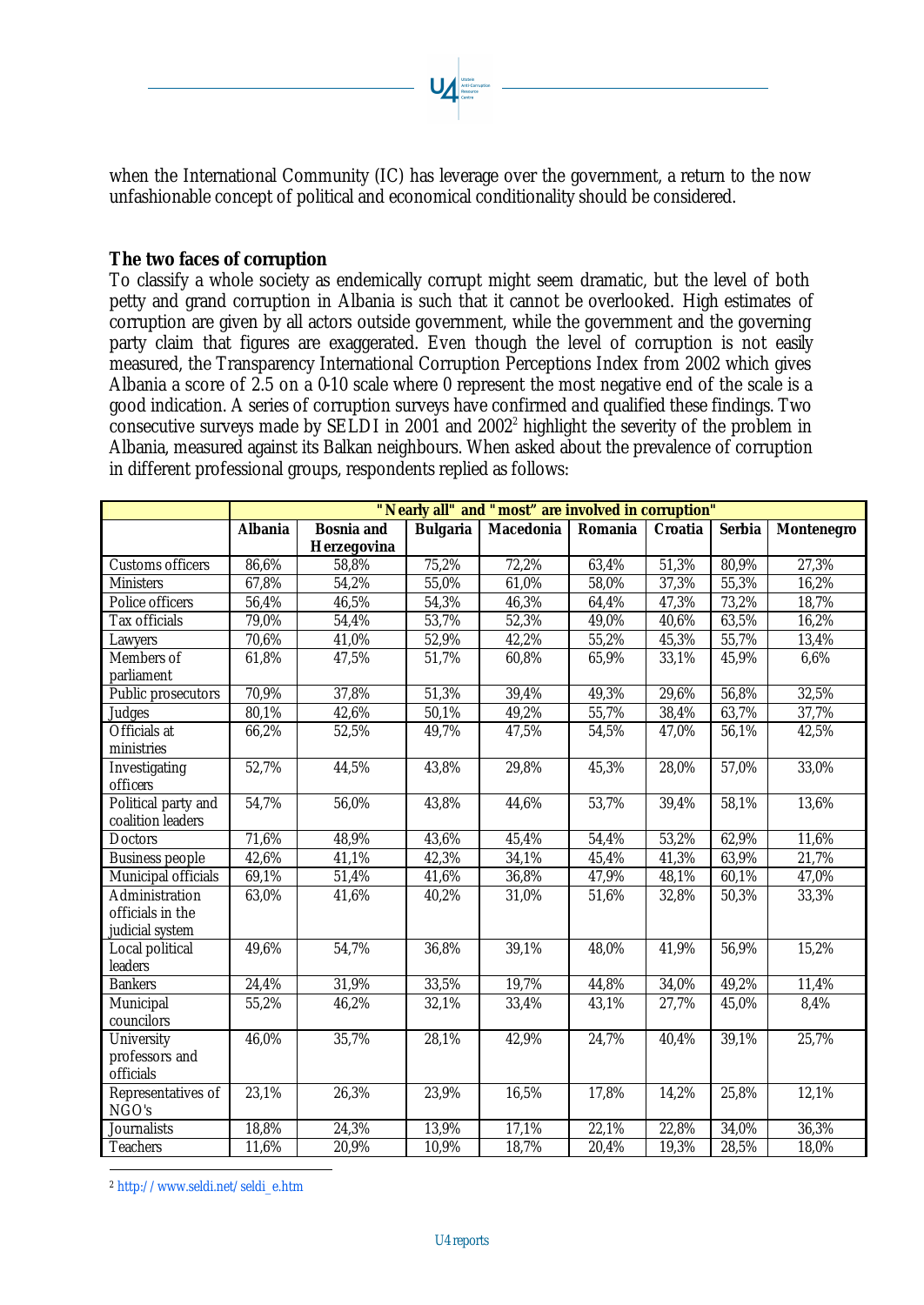when the International Community (IC) has leverage over the government, a return to the now unfashionable concept of political and economical conditionality should be considered.

## The two faces of corruption

To classify a whole society as endemically corrupt might seem dramatic, but the level of both petty and grand corruption in Albania is such that it cannot be overlooked. High estimates of corruption are given by all actors outside government, while the government and the governing party claim that figures are exaggerated. Even though the level of corruption is not easily measured, the Transparency International Corruption Perceptions Index from 2002 which gives Albania a score of 2.5 on a 0-10 scale where 0 represent the most negative end of the scale is a good indication. A series of corruption surveys have confirmed and qualified these findings. Two consecutive surveys made by SELDI in 2001 and 2002[2] highlight the severity of the problem in Albania, measured against its Balkan neighbours. When asked about the prevalence of corruption in different professional groups, respondents replied as follows:

| | "Nearly all" and "most" are involved in corruption" | | | | | | | |
|---|---|---|---|---|---|---|---|---|
| | **Albania** | **Bosnia and Herzegovina** | **Bulgaria** | **Macedonia** | **Romania** | **Croatia** | **Serbia** | **Montenegro** |
| Customs officers | 86,6% | 58,8% | 75,2% | 72,2% | 63,4% | 51,3% | 80,9% | 27,3% |
| Ministers | 67,8% | 54,2% | 55,0% | 61,0% | 58,0% | 37,3% | 55,3% | 16,2% |
| Police officers | 56,4% | 46,5% | 54,3% | 46,3% | 64,4% | 47,3% | 73,2% | 18,7% |
| Tax officials | 79,0% | 54,4% | 53,7% | 52,3% | 49,0% | 40,6% | 63,5% | 16,2% |
| Lawyers | 70,6% | 41,0% | 52,9% | 42,2% | 55,2% | 45,3% | 55,7% | 13,4% |
| Members of parliament | 61,8% | 47,5% | 51,7% | 60,8% | 65,9% | 33,1% | 45,9% | 6,6% |
| Public prosecutors | 70,9% | 37,8% | 51,3% | 39,4% | 49,3% | 29,6% | 56,8% | 32,5% |
| Judges | 80,1% | 42,6% | 50,1% | 49,2% | 55,7% | 38,4% | 63,7% | 37,7% |
| Officials at ministries | 66,2% | 52,5% | 49,7% | 47,5% | 54,5% | 47,0% | 56,1% | 42,5% |
| Investigating officers | 52,7% | 44,5% | 43,8% | 29,8% | 45,3% | 28,0% | 57,0% | 33,0% |
| Political party and coalition leaders | 54,7% | 56,0% | 43,8% | 44,6% | 53,7% | 39,4% | 58,1% | 13,6% |
| Doctors | 71,6% | 48,9% | 43,6% | 45,4% | 54,4% | 53,2% | 62,9% | 11,6% |
| Business people | 42,6% | 41,1% | 42,3% | 34,1% | 45,4% | 41,3% | 63,9% | 21,7% |
| Municipal officials | 69,1% | 51,4% | 41,6% | 36,8% | 47,9% | 48,1% | 60,1% | 47,0% |
| Administration officials in the judicial system | 63,0% | 41,6% | 40,2% | 31,0% | 51,6% | 32,8% | 50,3% | 33,3% |
| Local political leaders | 49,6% | 54,7% | 36,8% | 39,1% | 48,0% | 41,9% | 56,9% | 15,2% |
| Bankers | 24,4% | 31,9% | 33,5% | 19,7% | 44,8% | 34,0% | 49,2% | 11,4% |
| Municipal councilors | 55,2% | 46,2% | 32,1% | 33,4% | 43,1% | 27,7% | 45,0% | 8,4% |
| University professors and officials | 46,0% | 35,7% | 28,1% | 42,9% | 24,7% | 40,4% | 39,1% | 25,7% |
| Representatives of NGO's | 23,1% | 26,3% | 23,9% | 16,5% | 17,8% | 14,2% | 25,8% | 12,1% |
| Journalists | 18,8% | 24,3% | 13,9% | 17,1% | 22,1% | 22,8% | 34,0% | 36,3% |
| Teachers | 11,6% | 20,9% | 10,9% | 18,7% | 20,4% | 19,3% | 28,5% | 18,0% |

[2] http://www.seldi.net/seldi_e.htm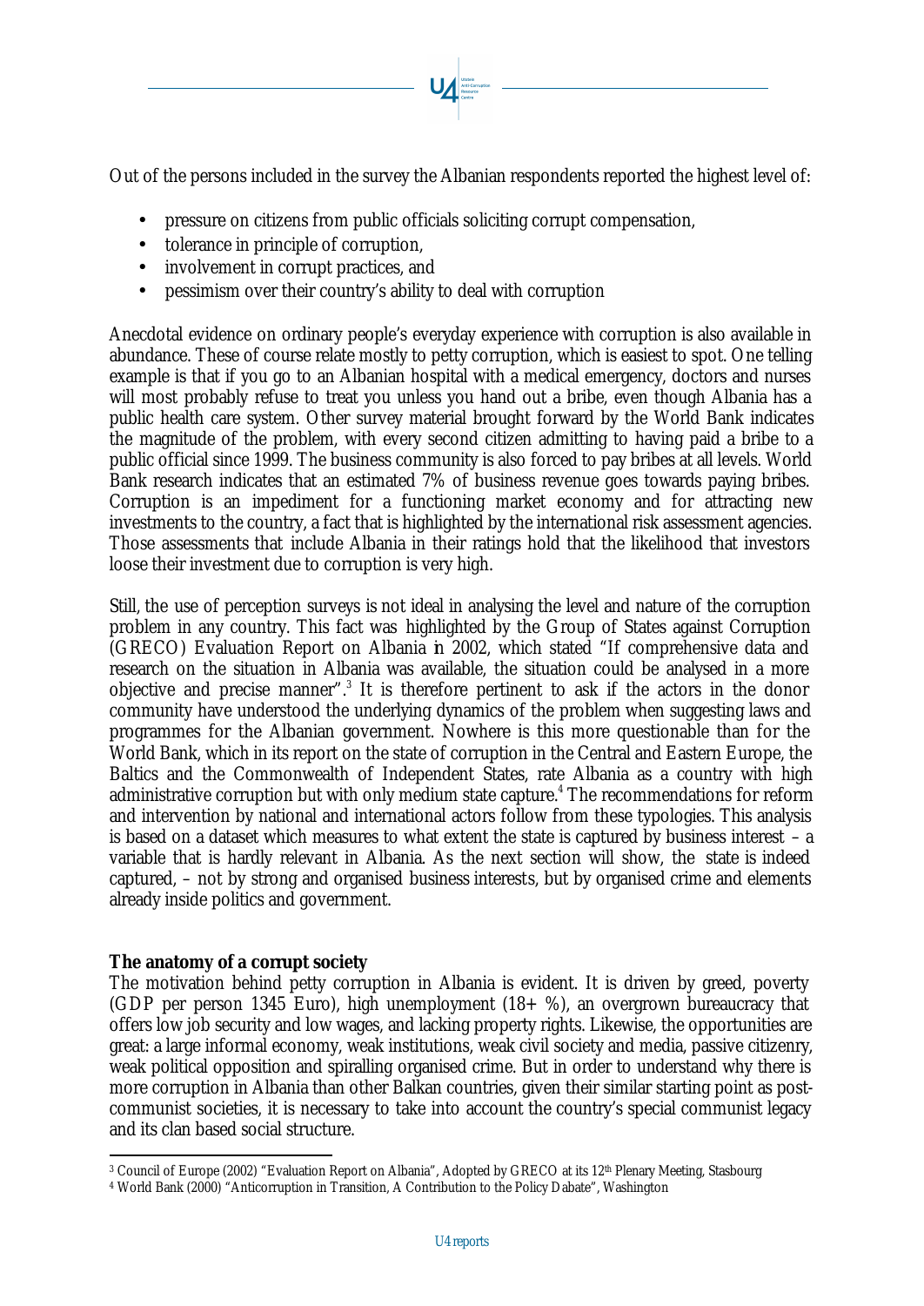Out of the persons included in the survey the Albanian respondents reported the highest level of:

- pressure on citizens from public officials soliciting corrupt compensation,
- tolerance in principle of corruption,
- involvement in corrupt practices, and
- pessimism over their country's ability to deal with corruption

Anecdotal evidence on ordinary people's everyday experience with corruption is also available in abundance. These of course relate mostly to petty corruption, which is easiest to spot. One telling example is that if you go to an Albanian hospital with a medical emergency, doctors and nurses will most probably refuse to treat you unless you hand out a bribe, even though Albania has a public health care system. Other survey material brought forward by the World Bank indicates the magnitude of the problem, with every second citizen admitting to having paid a bribe to a public official since 1999. The business community is also forced to pay bribes at all levels. World Bank research indicates that an estimated 7% of business revenue goes towards paying bribes. Corruption is an impediment for a functioning market economy and for attracting new investments to the country, a fact that is highlighted by the international risk assessment agencies. Those assessments that include Albania in their ratings hold that the likelihood that investors loose their investment due to corruption is very high.

Still, the use of perception surveys is not ideal in analysing the level and nature of the corruption problem in any country. This fact was highlighted by the Group of States against Corruption (GRECO) Evaluation Report on Albania in 2002, which stated "If comprehensive data and research on the situation in Albania was available, the situation could be analysed in a more objective and precise manner".[3] It is therefore pertinent to ask if the actors in the donor community have understood the underlying dynamics of the problem when suggesting laws and programmes for the Albanian government. Nowhere is this more questionable than for the World Bank, which in its report on the state of corruption in the Central and Eastern Europe, the Baltics and the Commonwealth of Independent States, rate Albania as a country with high administrative corruption but with only medium state capture.[4] The recommendations for reform and intervention by national and international actors follow from these typologies. This analysis is based on a dataset which measures to what extent the state is captured by business interest – a variable that is hardly relevant in Albania. As the next section will show, the state is indeed captured, – not by strong and organised business interests, but by organised crime and elements already inside politics and government.

**The anatomy of a corrupt society**

The motivation behind petty corruption in Albania is evident. It is driven by greed, poverty (GDP per person 1345 Euro), high unemployment (18+ %), an overgrown bureaucracy that offers low job security and low wages, and lacking property rights. Likewise, the opportunities are great: a large informal economy, weak institutions, weak civil society and media, passive citizenry, weak political opposition and spiralling organised crime. But in order to understand why there is more corruption in Albania than other Balkan countries, given their similar starting point as post-communist societies, it is necessary to take into account the country's special communist legacy and its clan based social structure.

[3] Council of Europe (2002) "Evaluation Report on Albania", Adopted by GRECO at its 12th Plenary Meeting, Stasbourg

[4] World Bank (2000) "Anticorruption in Transition, A Contribution to the Policy Dabate", Washington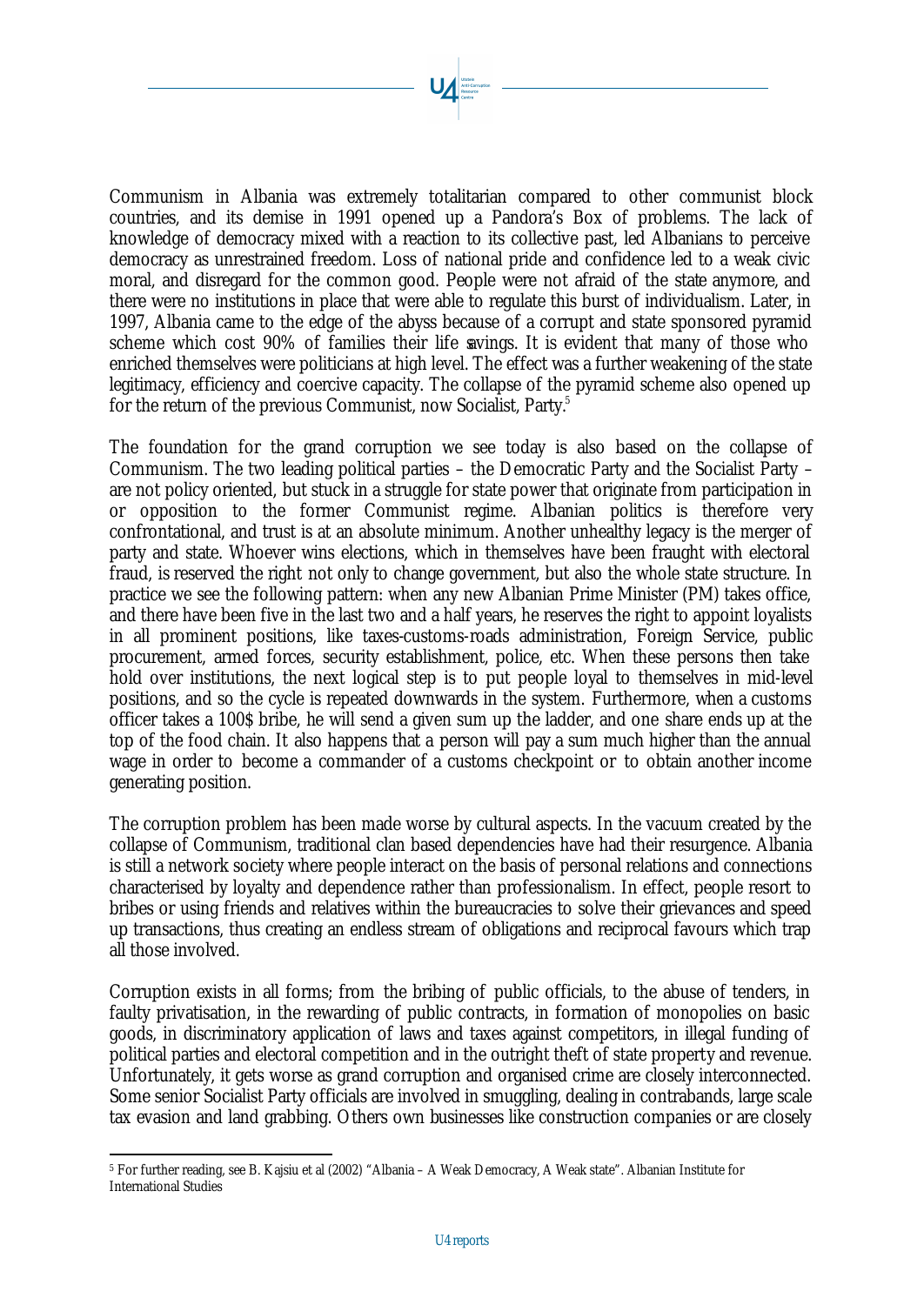Communism in Albania was extremely totalitarian compared to other communist block countries, and its demise in 1991 opened up a Pandora's Box of problems. The lack of knowledge of democracy mixed with a reaction to its collective past, led Albanians to perceive democracy as unrestrained freedom. Loss of national pride and confidence led to a weak civic moral, and disregard for the common good. People were not afraid of the state anymore, and there were no institutions in place that were able to regulate this burst of individualism. Later, in 1997, Albania came to the edge of the abyss because of a corrupt and state sponsored pyramid scheme which cost 90% of families their life savings. It is evident that many of those who enriched themselves were politicians at high level. The effect was a further weakening of the state legitimacy, efficiency and coercive capacity. The collapse of the pyramid scheme also opened up for the return of the previous Communist, now Socialist, Party.[5]

The foundation for the grand corruption we see today is also based on the collapse of Communism. The two leading political parties – the Democratic Party and the Socialist Party – are not policy oriented, but stuck in a struggle for state power that originate from participation in or opposition to the former Communist regime. Albanian politics is therefore very confrontational, and trust is at an absolute minimum. Another unhealthy legacy is the merger of party and state. Whoever wins elections, which in themselves have been fraught with electoral fraud, is reserved the right not only to change government, but also the whole state structure. In practice we see the following pattern: when any new Albanian Prime Minister (PM) takes office, and there have been five in the last two and a half years, he reserves the right to appoint loyalists in all prominent positions, like taxes-customs-roads administration, Foreign Service, public procurement, armed forces, security establishment, police, etc. When these persons then take hold over institutions, the next logical step is to put people loyal to themselves in mid-level positions, and so the cycle is repeated downwards in the system. Furthermore, when a customs officer takes a 100$ bribe, he will send a given sum up the ladder, and one share ends up at the top of the food chain. It also happens that a person will pay a sum much higher than the annual wage in order to become a commander of a customs checkpoint or to obtain another income generating position.

The corruption problem has been made worse by cultural aspects. In the vacuum created by the collapse of Communism, traditional clan based dependencies have had their resurgence. Albania is still a network society where people interact on the basis of personal relations and connections characterised by loyalty and dependence rather than professionalism. In effect, people resort to bribes or using friends and relatives within the bureaucracies to solve their grievances and speed up transactions, thus creating an endless stream of obligations and reciprocal favours which trap all those involved.

Corruption exists in all forms; from the bribing of public officials, to the abuse of tenders, in faulty privatisation, in the rewarding of public contracts, in formation of monopolies on basic goods, in discriminatory application of laws and taxes against competitors, in illegal funding of political parties and electoral competition and in the outright theft of state property and revenue. Unfortunately, it gets worse as grand corruption and organised crime are closely interconnected. Some senior Socialist Party officials are involved in smuggling, dealing in contrabands, large scale tax evasion and land grabbing. Others own businesses like construction companies or are closely

[5] For further reading, see B. Kajsiu et al (2002) "Albania – A Weak Democracy, A Weak state". Albanian Institute for International Studies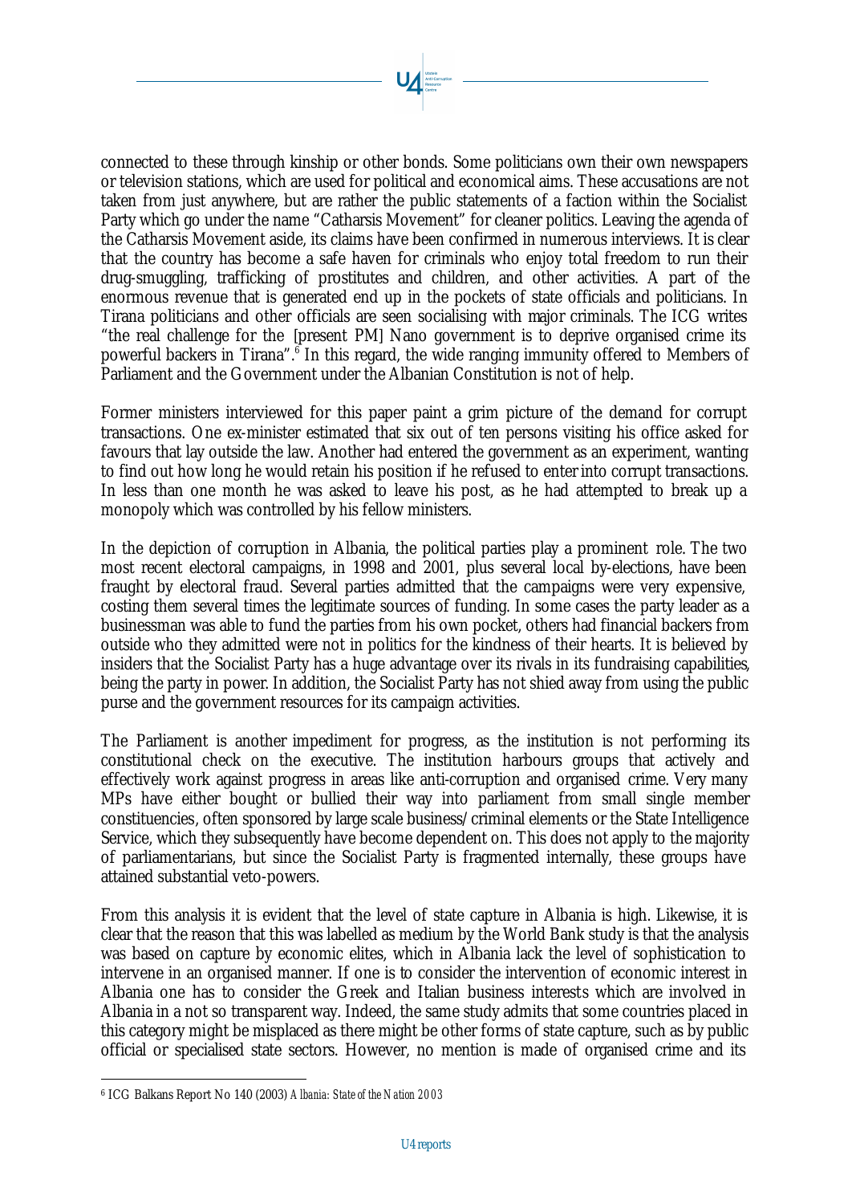connected to these through kinship or other bonds. Some politicians own their own newspapers or television stations, which are used for political and economical aims. These accusations are not taken from just anywhere, but are rather the public statements of a faction within the Socialist Party which go under the name "Catharsis Movement" for cleaner politics. Leaving the agenda of the Catharsis Movement aside, its claims have been confirmed in numerous interviews. It is clear that the country has become a safe haven for criminals who enjoy total freedom to run their drug-smuggling, trafficking of prostitutes and children, and other activities. A part of the enormous revenue that is generated end up in the pockets of state officials and politicians. In Tirana politicians and other officials are seen socialising with major criminals. The ICG writes "the real challenge for the [present PM] Nano government is to deprive organised crime its powerful backers in Tirana".[6] In this regard, the wide ranging immunity offered to Members of Parliament and the Government under the Albanian Constitution is not of help.

Former ministers interviewed for this paper paint a grim picture of the demand for corrupt transactions. One ex-minister estimated that six out of ten persons visiting his office asked for favours that lay outside the law. Another had entered the government as an experiment, wanting to find out how long he would retain his position if he refused to enter into corrupt transactions. In less than one month he was asked to leave his post, as he had attempted to break up a monopoly which was controlled by his fellow ministers.

In the depiction of corruption in Albania, the political parties play a prominent role. The two most recent electoral campaigns, in 1998 and 2001, plus several local by-elections, have been fraught by electoral fraud. Several parties admitted that the campaigns were very expensive, costing them several times the legitimate sources of funding. In some cases the party leader as a businessman was able to fund the parties from his own pocket, others had financial backers from outside who they admitted were not in politics for the kindness of their hearts. It is believed by insiders that the Socialist Party has a huge advantage over its rivals in its fundraising capabilities, being the party in power. In addition, the Socialist Party has not shied away from using the public purse and the government resources for its campaign activities.

The Parliament is another impediment for progress, as the institution is not performing its constitutional check on the executive. The institution harbours groups that actively and effectively work against progress in areas like anti-corruption and organised crime. Very many MPs have either bought or bullied their way into parliament from small single member constituencies, often sponsored by large scale business/criminal elements or the State Intelligence Service, which they subsequently have become dependent on. This does not apply to the majority of parliamentarians, but since the Socialist Party is fragmented internally, these groups have attained substantial veto-powers.

From this analysis it is evident that the level of state capture in Albania is high. Likewise, it is clear that the reason that this was labelled as medium by the World Bank study is that the analysis was based on capture by economic elites, which in Albania lack the level of sophistication to intervene in an organised manner. If one is to consider the intervention of economic interest in Albania one has to consider the Greek and Italian business interests which are involved in Albania in a not so transparent way. Indeed, the same study admits that some countries placed in this category might be misplaced as there might be other forms of state capture, such as by public official or specialised state sectors. However, no mention is made of organised crime and its

---

[6] ICG Balkans Report No 140 (2003) *Albania: State of the Nation 2003*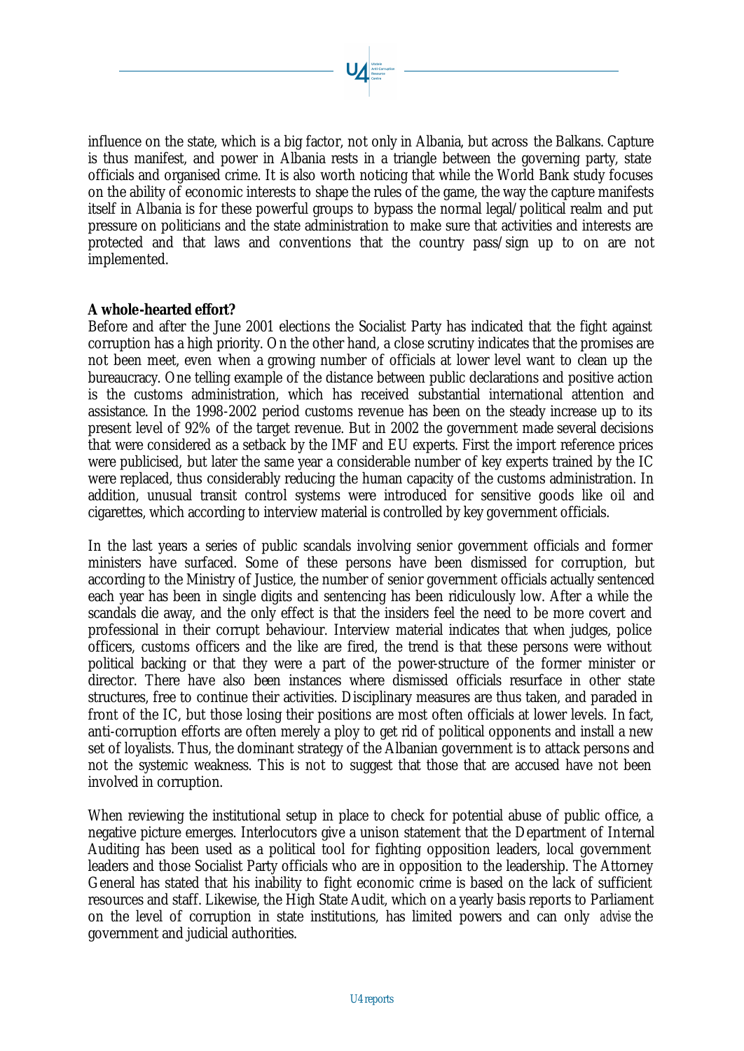influence on the state, which is a big factor, not only in Albania, but across the Balkans. Capture is thus manifest, and power in Albania rests in a triangle between the governing party, state officials and organised crime. It is also worth noticing that while the World Bank study focuses on the ability of economic interests to shape the rules of the game, the way the capture manifests itself in Albania is for these powerful groups to bypass the normal legal/political realm and put pressure on politicians and the state administration to make sure that activities and interests are protected and that laws and conventions that the country pass/sign up to on are not implemented.

**A whole-hearted effort?**

Before and after the June 2001 elections the Socialist Party has indicated that the fight against corruption has a high priority. On the other hand, a close scrutiny indicates that the promises are not been meet, even when a growing number of officials at lower level want to clean up the bureaucracy. One telling example of the distance between public declarations and positive action is the customs administration, which has received substantial international attention and assistance. In the 1998-2002 period customs revenue has been on the steady increase up to its present level of 92% of the target revenue. But in 2002 the government made several decisions that were considered as a setback by the IMF and EU experts. First the import reference prices were publicised, but later the same year a considerable number of key experts trained by the IC were replaced, thus considerably reducing the human capacity of the customs administration. In addition, unusual transit control systems were introduced for sensitive goods like oil and cigarettes, which according to interview material is controlled by key government officials.

In the last years a series of public scandals involving senior government officials and former ministers have surfaced. Some of these persons have been dismissed for corruption, but according to the Ministry of Justice, the number of senior government officials actually sentenced each year has been in single digits and sentencing has been ridiculously low. After a while the scandals die away, and the only effect is that the insiders feel the need to be more covert and professional in their corrupt behaviour. Interview material indicates that when judges, police officers, customs officers and the like are fired, the trend is that these persons were without political backing or that they were a part of the power-structure of the former minister or director. There have also been instances where dismissed officials resurface in other state structures, free to continue their activities. Disciplinary measures are thus taken, and paraded in front of the IC, but those losing their positions are most often officials at lower levels. In fact, anti-corruption efforts are often merely a ploy to get rid of political opponents and install a new set of loyalists. Thus, the dominant strategy of the Albanian government is to attack persons and not the systemic weakness. This is not to suggest that those that are accused have not been involved in corruption.

When reviewing the institutional setup in place to check for potential abuse of public office, a negative picture emerges. Interlocutors give a unison statement that the Department of Internal Auditing has been used as a political tool for fighting opposition leaders, local government leaders and those Socialist Party officials who are in opposition to the leadership. The Attorney General has stated that his inability to fight economic crime is based on the lack of sufficient resources and staff. Likewise, the High State Audit, which on a yearly basis reports to Parliament on the level of corruption in state institutions, has limited powers and can only *advise* the government and judicial authorities.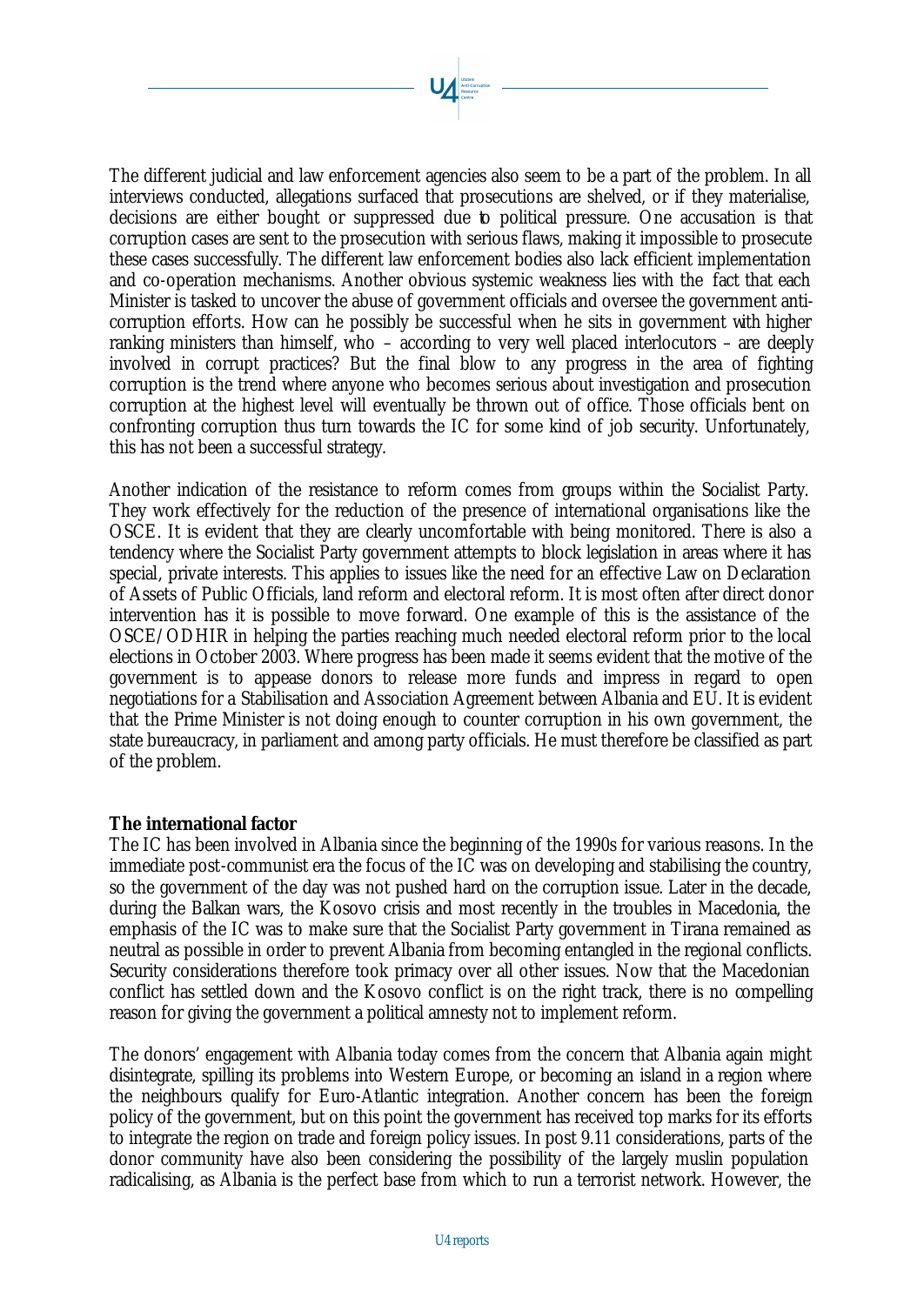The different judicial and law enforcement agencies also seem to be a part of the problem. In all interviews conducted, allegations surfaced that prosecutions are shelved, or if they materialise, decisions are either bought or suppressed due to political pressure. One accusation is that corruption cases are sent to the prosecution with serious flaws, making it impossible to prosecute these cases successfully. The different law enforcement bodies also lack efficient implementation and co-operation mechanisms. Another obvious systemic weakness lies with the fact that each Minister is tasked to uncover the abuse of government officials and oversee the government anti-corruption efforts. How can he possibly be successful when he sits in government with higher ranking ministers than himself, who – according to very well placed interlocutors – are deeply involved in corrupt practices? But the final blow to any progress in the area of fighting corruption is the trend where anyone who becomes serious about investigation and prosecution corruption at the highest level will eventually be thrown out of office. Those officials bent on confronting corruption thus turn towards the IC for some kind of job security. Unfortunately, this has not been a successful strategy.

Another indication of the resistance to reform comes from groups within the Socialist Party. They work effectively for the reduction of the presence of international organisations like the OSCE. It is evident that they are clearly uncomfortable with being monitored. There is also a tendency where the Socialist Party government attempts to block legislation in areas where it has special, private interests. This applies to issues like the need for an effective Law on Declaration of Assets of Public Officials, land reform and electoral reform. It is most often after direct donor intervention has it is possible to move forward. One example of this is the assistance of the OSCE/ODHIR in helping the parties reaching much needed electoral reform prior to the local elections in October 2003. Where progress has been made it seems evident that the motive of the government is to appease donors to release more funds and impress in regard to open negotiations for a Stabilisation and Association Agreement between Albania and EU. It is evident that the Prime Minister is not doing enough to counter corruption in his own government, the state bureaucracy, in parliament and among party officials. He must therefore be classified as part of the problem.

**The international factor**

The IC has been involved in Albania since the beginning of the 1990s for various reasons. In the immediate post-communist era the focus of the IC was on developing and stabilising the country, so the government of the day was not pushed hard on the corruption issue. Later in the decade, during the Balkan wars, the Kosovo crisis and most recently in the troubles in Macedonia, the emphasis of the IC was to make sure that the Socialist Party government in Tirana remained as neutral as possible in order to prevent Albania from becoming entangled in the regional conflicts. Security considerations therefore took primacy over all other issues. Now that the Macedonian conflict has settled down and the Kosovo conflict is on the right track, there is no compelling reason for giving the government a political amnesty not to implement reform.

The donors' engagement with Albania today comes from the concern that Albania again might disintegrate, spilling its problems into Western Europe, or becoming an island in a region where the neighbours qualify for Euro-Atlantic integration. Another concern has been the foreign policy of the government, but on this point the government has received top marks for its efforts to integrate the region on trade and foreign policy issues. In post 9.11 considerations, parts of the donor community have also been considering the possibility of the largely muslin population radicalising, as Albania is the perfect base from which to run a terrorist network. However, the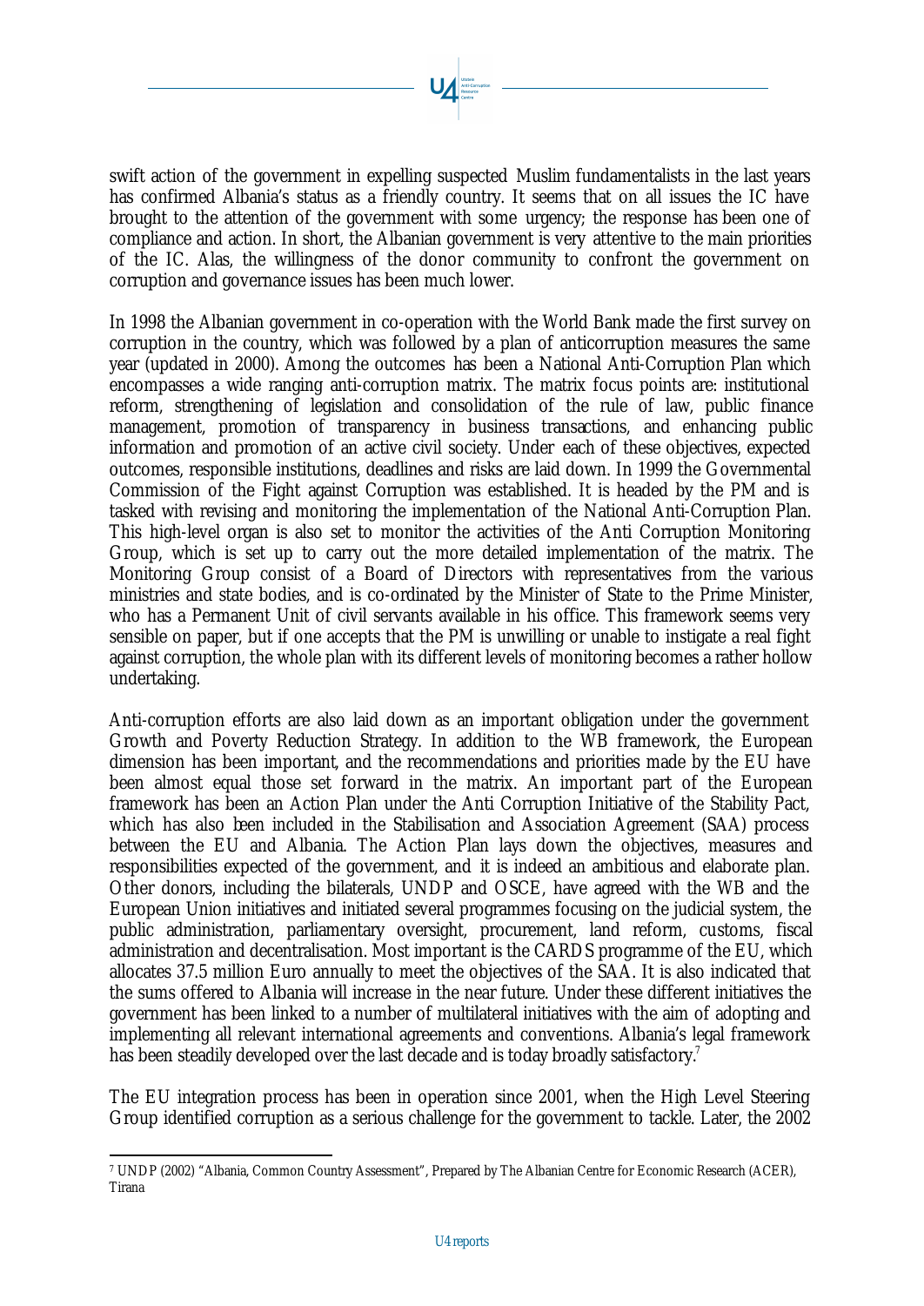swift action of the government in expelling suspected Muslim fundamentalists in the last years has confirmed Albania's status as a friendly country. It seems that on all issues the IC have brought to the attention of the government with some urgency; the response has been one of compliance and action. In short, the Albanian government is very attentive to the main priorities of the IC. Alas, the willingness of the donor community to confront the government on corruption and governance issues has been much lower.

In 1998 the Albanian government in co-operation with the World Bank made the first survey on corruption in the country, which was followed by a plan of anticorruption measures the same year (updated in 2000). Among the outcomes has been a National Anti-Corruption Plan which encompasses a wide ranging anti-corruption matrix. The matrix focus points are: institutional reform, strengthening of legislation and consolidation of the rule of law, public finance management, promotion of transparency in business transactions, and enhancing public information and promotion of an active civil society. Under each of these objectives, expected outcomes, responsible institutions, deadlines and risks are laid down. In 1999 the Governmental Commission of the Fight against Corruption was established. It is headed by the PM and is tasked with revising and monitoring the implementation of the National Anti-Corruption Plan. This high-level organ is also set to monitor the activities of the Anti Corruption Monitoring Group, which is set up to carry out the more detailed implementation of the matrix. The Monitoring Group consist of a Board of Directors with representatives from the various ministries and state bodies, and is co-ordinated by the Minister of State to the Prime Minister, who has a Permanent Unit of civil servants available in his office. This framework seems very sensible on paper, but if one accepts that the PM is unwilling or unable to instigate a real fight against corruption, the whole plan with its different levels of monitoring becomes a rather hollow undertaking.

Anti-corruption efforts are also laid down as an important obligation under the government Growth and Poverty Reduction Strategy. In addition to the WB framework, the European dimension has been important, and the recommendations and priorities made by the EU have been almost equal those set forward in the matrix. An important part of the European framework has been an Action Plan under the Anti Corruption Initiative of the Stability Pact, which has also been included in the Stabilisation and Association Agreement (SAA) process between the EU and Albania. The Action Plan lays down the objectives, measures and responsibilities expected of the government, and it is indeed an ambitious and elaborate plan. Other donors, including the bilaterals, UNDP and OSCE, have agreed with the WB and the European Union initiatives and initiated several programmes focusing on the judicial system, the public administration, parliamentary oversight, procurement, land reform, customs, fiscal administration and decentralisation. Most important is the CARDS programme of the EU, which allocates 37.5 million Euro annually to meet the objectives of the SAA. It is also indicated that the sums offered to Albania will increase in the near future. Under these different initiatives the government has been linked to a number of multilateral initiatives with the aim of adopting and implementing all relevant international agreements and conventions. Albania's legal framework has been steadily developed over the last decade and is today broadly satisfactory.[7]

The EU integration process has been in operation since 2001, when the High Level Steering Group identified corruption as a serious challenge for the government to tackle. Later, the 2002

[7] UNDP (2002) "Albania, Common Country Assessment", Prepared by The Albanian Centre for Economic Research (ACER), Tirana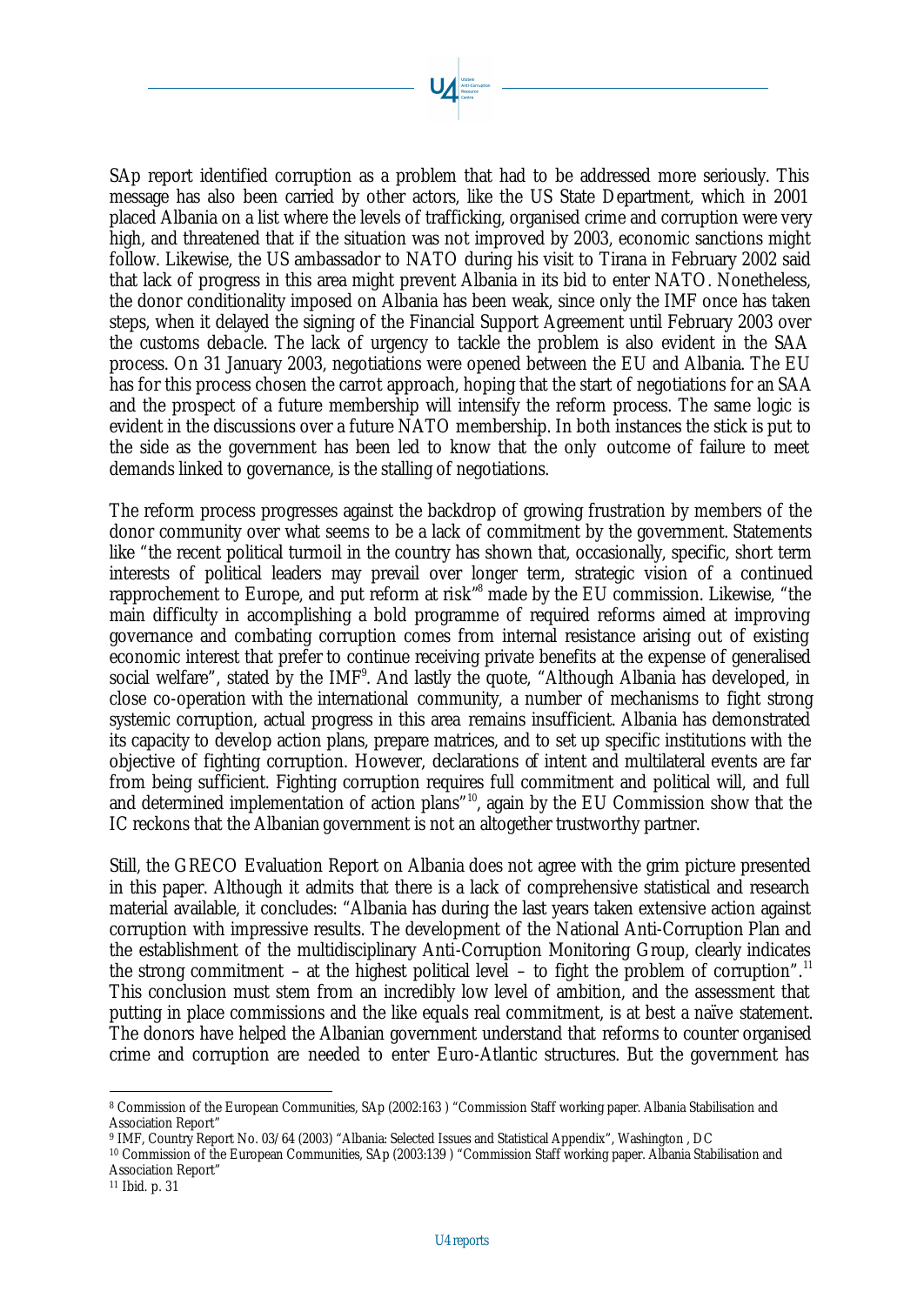SAp report identified corruption as a problem that had to be addressed more seriously. This message has also been carried by other actors, like the US State Department, which in 2001 placed Albania on a list where the levels of trafficking, organised crime and corruption were very high, and threatened that if the situation was not improved by 2003, economic sanctions might follow. Likewise, the US ambassador to NATO during his visit to Tirana in February 2002 said that lack of progress in this area might prevent Albania in its bid to enter NATO. Nonetheless, the donor conditionality imposed on Albania has been weak, since only the IMF once has taken steps, when it delayed the signing of the Financial Support Agreement until February 2003 over the customs debacle. The lack of urgency to tackle the problem is also evident in the SAA process. On 31 January 2003, negotiations were opened between the EU and Albania. The EU has for this process chosen the carrot approach, hoping that the start of negotiations for an SAA and the prospect of a future membership will intensify the reform process. The same logic is evident in the discussions over a future NATO membership. In both instances the stick is put to the side as the government has been led to know that the only outcome of failure to meet demands linked to governance, is the stalling of negotiations.

The reform process progresses against the backdrop of growing frustration by members of the donor community over what seems to be a lack of commitment by the government. Statements like "the recent political turmoil in the country has shown that, occasionally, specific, short term interests of political leaders may prevail over longer term, strategic vision of a continued rapprochement to Europe, and put reform at risk"[8] made by the EU commission. Likewise, "the main difficulty in accomplishing a bold programme of required reforms aimed at improving governance and combating corruption comes from internal resistance arising out of existing economic interest that prefer to continue receiving private benefits at the expense of generalised social welfare", stated by the IMF[9]. And lastly the quote, "Although Albania has developed, in close co-operation with the international community, a number of mechanisms to fight strong systemic corruption, actual progress in this area remains insufficient. Albania has demonstrated its capacity to develop action plans, prepare matrices, and to set up specific institutions with the objective of fighting corruption. However, declarations of intent and multilateral events are far from being sufficient. Fighting corruption requires full commitment and political will, and full and determined implementation of action plans"[10], again by the EU Commission show that the IC reckons that the Albanian government is not an altogether trustworthy partner.

Still, the GRECO Evaluation Report on Albania does not agree with the grim picture presented in this paper. Although it admits that there is a lack of comprehensive statistical and research material available, it concludes: "Albania has during the last years taken extensive action against corruption with impressive results. The development of the National Anti-Corruption Plan and the establishment of the multidisciplinary Anti-Corruption Monitoring Group, clearly indicates the strong commitment – at the highest political level – to fight the problem of corruption".[11] This conclusion must stem from an incredibly low level of ambition, and the assessment that putting in place commissions and the like equals real commitment, is at best a naïve statement. The donors have helped the Albanian government understand that reforms to counter organised crime and corruption are needed to enter Euro-Atlantic structures. But the government has

---

[8] Commission of the European Communities, SAp (2002:163 ) "Commission Staff working paper. Albania Stabilisation and Association Report"

[9] IMF, Country Report No. 03/64 (2003) "Albania: Selected Issues and Statistical Appendix", Washington , DC

[10] Commission of the European Communities, SAp (2003:139 ) "Commission Staff working paper. Albania Stabilisation and Association Report"

[11] Ibid. p. 31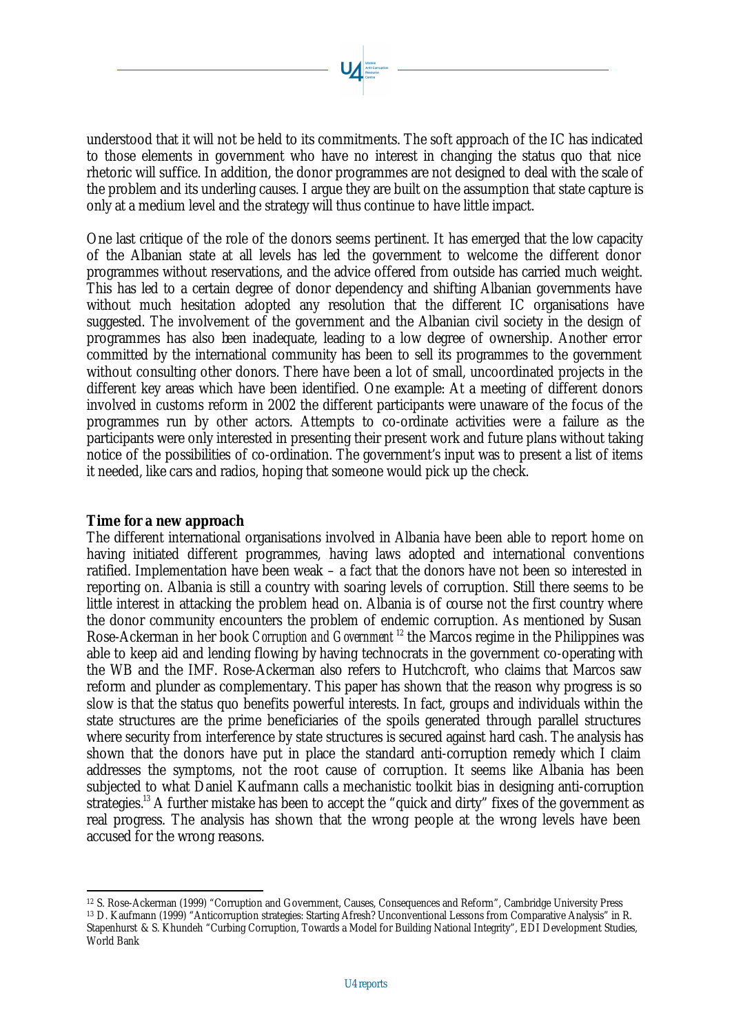understood that it will not be held to its commitments. The soft approach of the IC has indicated to those elements in government who have no interest in changing the status quo that nice rhetoric will suffice. In addition, the donor programmes are not designed to deal with the scale of the problem and its underling causes. I argue they are built on the assumption that state capture is only at a medium level and the strategy will thus continue to have little impact.

One last critique of the role of the donors seems pertinent. It has emerged that the low capacity of the Albanian state at all levels has led the government to welcome the different donor programmes without reservations, and the advice offered from outside has carried much weight. This has led to a certain degree of donor dependency and shifting Albanian governments have without much hesitation adopted any resolution that the different IC organisations have suggested. The involvement of the government and the Albanian civil society in the design of programmes has also been inadequate, leading to a low degree of ownership. Another error committed by the international community has been to sell its programmes to the government without consulting other donors. There have been a lot of small, uncoordinated projects in the different key areas which have been identified. One example: At a meeting of different donors involved in customs reform in 2002 the different participants were unaware of the focus of the programmes run by other actors. Attempts to co-ordinate activities were a failure as the participants were only interested in presenting their present work and future plans without taking notice of the possibilities of co-ordination. The government's input was to present a list of items it needed, like cars and radios, hoping that someone would pick up the check.

**Time for a new approach**

The different international organisations involved in Albania have been able to report home on having initiated different programmes, having laws adopted and international conventions ratified. Implementation have been weak – a fact that the donors have not been so interested in reporting on. Albania is still a country with soaring levels of corruption. Still there seems to be little interest in attacking the problem head on. Albania is of course not the first country where the donor community encounters the problem of endemic corruption. As mentioned by Susan Rose-Ackerman in her book *Corruption and Government*[12] the Marcos regime in the Philippines was able to keep aid and lending flowing by having technocrats in the government co-operating with the WB and the IMF. Rose-Ackerman also refers to Hutchcroft, who claims that Marcos saw reform and plunder as complementary. This paper has shown that the reason why progress is so slow is that the status quo benefits powerful interests. In fact, groups and individuals within the state structures are the prime beneficiaries of the spoils generated through parallel structures where security from interference by state structures is secured against hard cash. The analysis has shown that the donors have put in place the standard anti-corruption remedy which I claim addresses the symptoms, not the root cause of corruption. It seems like Albania has been subjected to what Daniel Kaufmann calls a mechanistic toolkit bias in designing anti-corruption strategies.[13] A further mistake has been to accept the "quick and dirty" fixes of the government as real progress. The analysis has shown that the wrong people at the wrong levels have been accused for the wrong reasons.

---

[12] S. Rose-Ackerman (1999) "Corruption and Government, Causes, Consequences and Reform", Cambridge University Press

[13] D. Kaufmann (1999) "Anticorruption strategies: Starting Afresh? Unconventional Lessons from Comparative Analysis" in R. Stapenhurst & S. Khundeh "Curbing Corruption, Towards a Model for Building National Integrity", EDI Development Studies, World Bank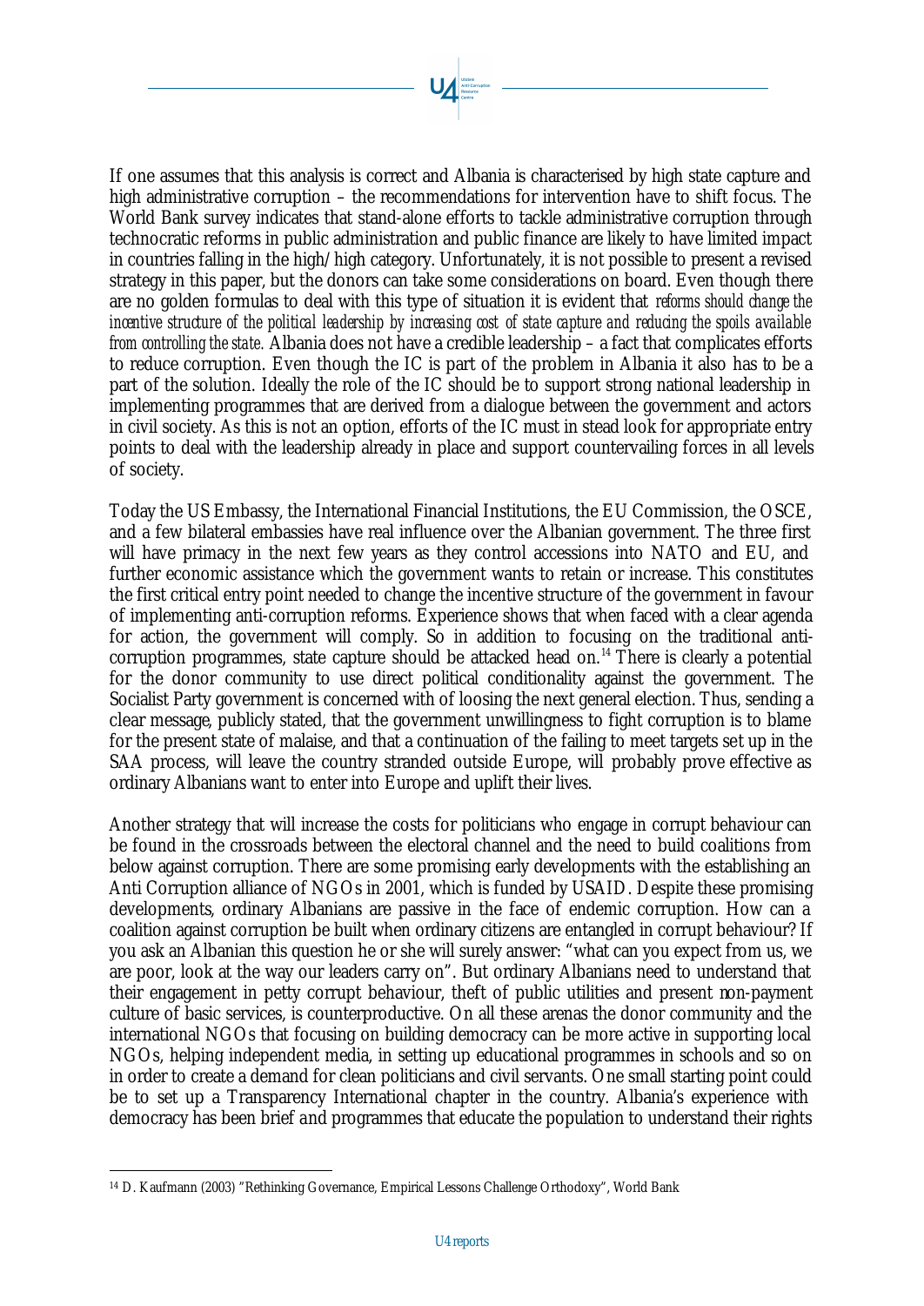If one assumes that this analysis is correct and Albania is characterised by high state capture and high administrative corruption – the recommendations for intervention have to shift focus. The World Bank survey indicates that stand-alone efforts to tackle administrative corruption through technocratic reforms in public administration and public finance are likely to have limited impact in countries falling in the high/high category. Unfortunately, it is not possible to present a revised strategy in this paper, but the donors can take some considerations on board. Even though there are no golden formulas to deal with this type of situation it is evident that *reforms should change the incentive structure of the political leadership by increasing cost of state capture and reducing the spoils available from controlling the state.* Albania does not have a credible leadership – a fact that complicates efforts to reduce corruption. Even though the IC is part of the problem in Albania it also has to be a part of the solution. Ideally the role of the IC should be to support strong national leadership in implementing programmes that are derived from a dialogue between the government and actors in civil society. As this is not an option, efforts of the IC must in stead look for appropriate entry points to deal with the leadership already in place and support countervailing forces in all levels of society.

Today the US Embassy, the International Financial Institutions, the EU Commission, the OSCE, and a few bilateral embassies have real influence over the Albanian government. The three first will have primacy in the next few years as they control accessions into NATO and EU, and further economic assistance which the government wants to retain or increase. This constitutes the first critical entry point needed to change the incentive structure of the government in favour of implementing anti-corruption reforms. Experience shows that when faced with a clear agenda for action, the government will comply. So in addition to focusing on the traditional anti-corruption programmes, state capture should be attacked head on.[14] There is clearly a potential for the donor community to use direct political conditionality against the government. The Socialist Party government is concerned with of loosing the next general election. Thus, sending a clear message, publicly stated, that the government unwillingness to fight corruption is to blame for the present state of malaise, and that a continuation of the failing to meet targets set up in the SAA process, will leave the country stranded outside Europe, will probably prove effective as ordinary Albanians want to enter into Europe and uplift their lives.

Another strategy that will increase the costs for politicians who engage in corrupt behaviour can be found in the crossroads between the electoral channel and the need to build coalitions from below against corruption. There are some promising early developments with the establishing an Anti Corruption alliance of NGOs in 2001, which is funded by USAID. Despite these promising developments, ordinary Albanians are passive in the face of endemic corruption. How can a coalition against corruption be built when ordinary citizens are entangled in corrupt behaviour? If you ask an Albanian this question he or she will surely answer: "what can you expect from us, we are poor, look at the way our leaders carry on". But ordinary Albanians need to understand that their engagement in petty corrupt behaviour, theft of public utilities and present non-payment culture of basic services, is counterproductive. On all these arenas the donor community and the international NGOs that focusing on building democracy can be more active in supporting local NGOs, helping independent media, in setting up educational programmes in schools and so on in order to create a demand for clean politicians and civil servants. One small starting point could be to set up a Transparency International chapter in the country. Albania's experience with democracy has been brief and programmes that educate the population to understand their rights

[14] D. Kaufmann (2003) "Rethinking Governance, Empirical Lessons Challenge Orthodoxy", World Bank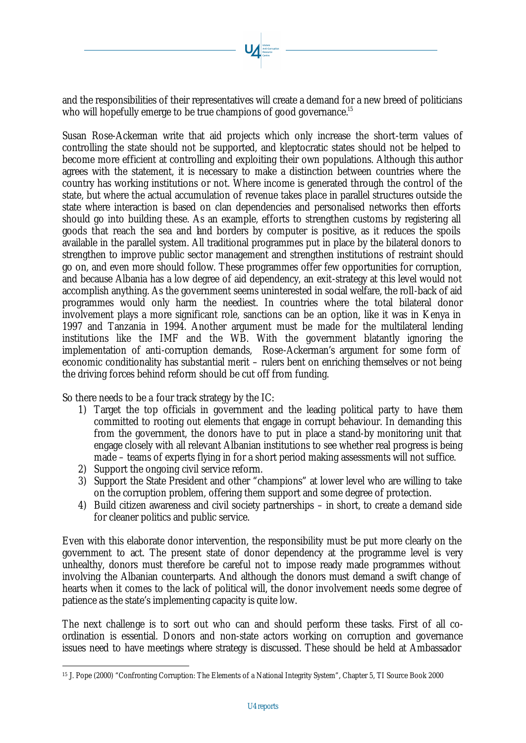and the responsibilities of their representatives will create a demand for a new breed of politicians who will hopefully emerge to be true champions of good governance.[15]

Susan Rose-Ackerman write that aid projects which only increase the short-term values of controlling the state should not be supported, and kleptocratic states should not be helped to become more efficient at controlling and exploiting their own populations. Although this author agrees with the statement, it is necessary to make a distinction between countries where the country has working institutions or not. Where income is generated through the control of the state, but where the actual accumulation of revenue takes place in parallel structures outside the state where interaction is based on clan dependencies and personalised networks then efforts should go into building these. As an example, efforts to strengthen customs by registering all goods that reach the sea and land borders by computer is positive, as it reduces the spoils available in the parallel system. All traditional programmes put in place by the bilateral donors to strengthen to improve public sector management and strengthen institutions of restraint should go on, and even more should follow. These programmes offer few opportunities for corruption, and because Albania has a low degree of aid dependency, an exit-strategy at this level would not accomplish anything. As the government seems uninterested in social welfare, the roll-back of aid programmes would only harm the neediest. In countries where the total bilateral donor involvement plays a more significant role, sanctions can be an option, like it was in Kenya in 1997 and Tanzania in 1994. Another argument must be made for the multilateral lending institutions like the IMF and the WB. With the government blatantly ignoring the implementation of anti-corruption demands, Rose-Ackerman's argument for some form of economic conditionality has substantial merit – rulers bent on enriching themselves or not being the driving forces behind reform should be cut off from funding.

So there needs to be a four track strategy by the IC:

1) Target the top officials in government and the leading political party to have them committed to rooting out elements that engage in corrupt behaviour. In demanding this from the government, the donors have to put in place a stand-by monitoring unit that engage closely with all relevant Albanian institutions to see whether real progress is being made – teams of experts flying in for a short period making assessments will not suffice.
2) Support the ongoing civil service reform.
3) Support the State President and other "champions" at lower level who are willing to take on the corruption problem, offering them support and some degree of protection.
4) Build citizen awareness and civil society partnerships – in short, to create a demand side for cleaner politics and public service.

Even with this elaborate donor intervention, the responsibility must be put more clearly on the government to act. The present state of donor dependency at the programme level is very unhealthy, donors must therefore be careful not to impose ready made programmes without involving the Albanian counterparts. And although the donors must demand a swift change of hearts when it comes to the lack of political will, the donor involvement needs some degree of patience as the state's implementing capacity is quite low.

The next challenge is to sort out who can and should perform these tasks. First of all co-ordination is essential. Donors and non-state actors working on corruption and governance issues need to have meetings where strategy is discussed. These should be held at Ambassador

[15] J. Pope (2000) "Confronting Corruption: The Elements of a National Integrity System", Chapter 5, TI Source Book 2000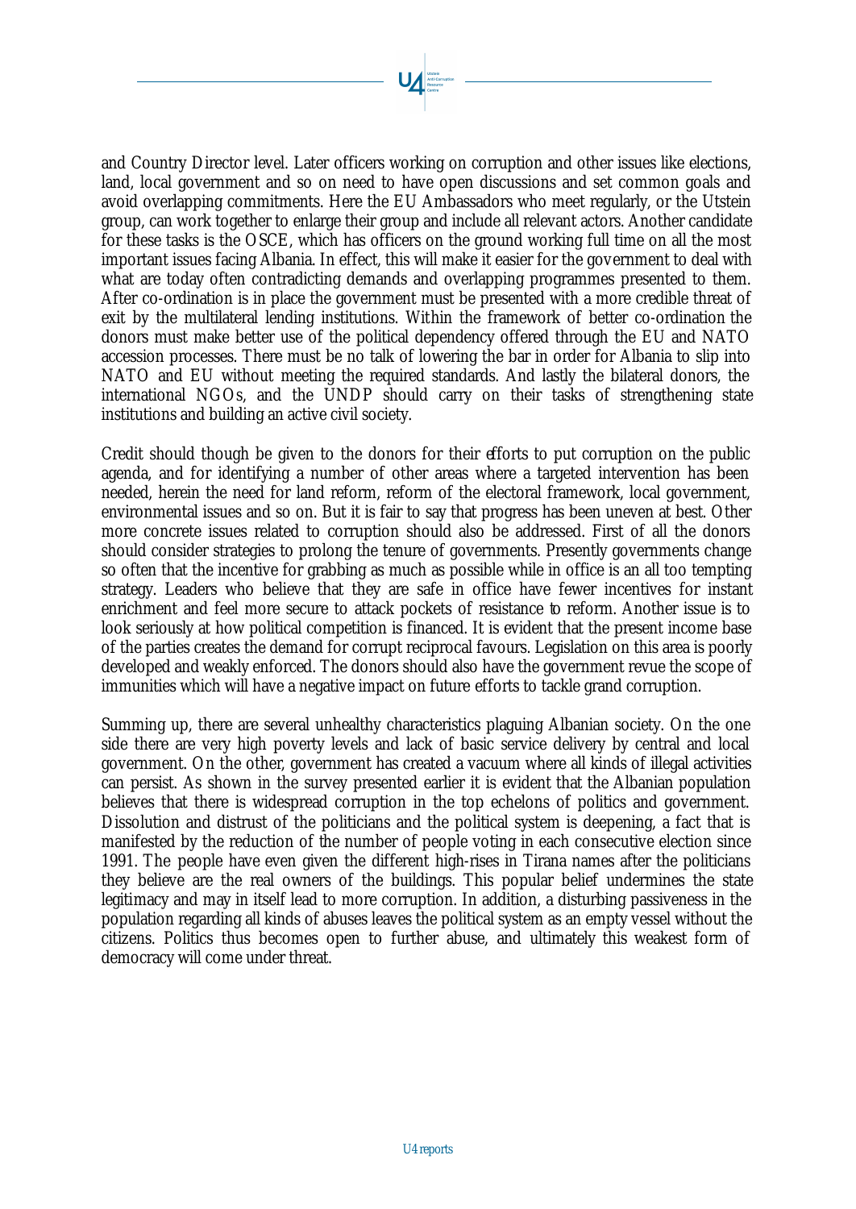and Country Director level. Later officers working on corruption and other issues like elections, land, local government and so on need to have open discussions and set common goals and avoid overlapping commitments. Here the EU Ambassadors who meet regularly, or the Utstein group, can work together to enlarge their group and include all relevant actors. Another candidate for these tasks is the OSCE, which has officers on the ground working full time on all the most important issues facing Albania. In effect, this will make it easier for the government to deal with what are today often contradicting demands and overlapping programmes presented to them. After co-ordination is in place the government must be presented with a more credible threat of exit by the multilateral lending institutions. Within the framework of better co-ordination the donors must make better use of the political dependency offered through the EU and NATO accession processes. There must be no talk of lowering the bar in order for Albania to slip into NATO and EU without meeting the required standards. And lastly the bilateral donors, the international NGOs, and the UNDP should carry on their tasks of strengthening state institutions and building an active civil society.

Credit should though be given to the donors for their efforts to put corruption on the public agenda, and for identifying a number of other areas where a targeted intervention has been needed, herein the need for land reform, reform of the electoral framework, local government, environmental issues and so on. But it is fair to say that progress has been uneven at best. Other more concrete issues related to corruption should also be addressed. First of all the donors should consider strategies to prolong the tenure of governments. Presently governments change so often that the incentive for grabbing as much as possible while in office is an all too tempting strategy. Leaders who believe that they are safe in office have fewer incentives for instant enrichment and feel more secure to attack pockets of resistance to reform. Another issue is to look seriously at how political competition is financed. It is evident that the present income base of the parties creates the demand for corrupt reciprocal favours. Legislation on this area is poorly developed and weakly enforced. The donors should also have the government revue the scope of immunities which will have a negative impact on future efforts to tackle grand corruption.

Summing up, there are several unhealthy characteristics plaguing Albanian society. On the one side there are very high poverty levels and lack of basic service delivery by central and local government. On the other, government has created a vacuum where all kinds of illegal activities can persist. As shown in the survey presented earlier it is evident that the Albanian population believes that there is widespread corruption in the top echelons of politics and government. Dissolution and distrust of the politicians and the political system is deepening, a fact that is manifested by the reduction of the number of people voting in each consecutive election since 1991. The people have even given the different high-rises in Tirana names after the politicians they believe are the real owners of the buildings. This popular belief undermines the state legitimacy and may in itself lead to more corruption. In addition, a disturbing passiveness in the population regarding all kinds of abuses leaves the political system as an empty vessel without the citizens. Politics thus becomes open to further abuse, and ultimately this weakest form of democracy will come under threat.